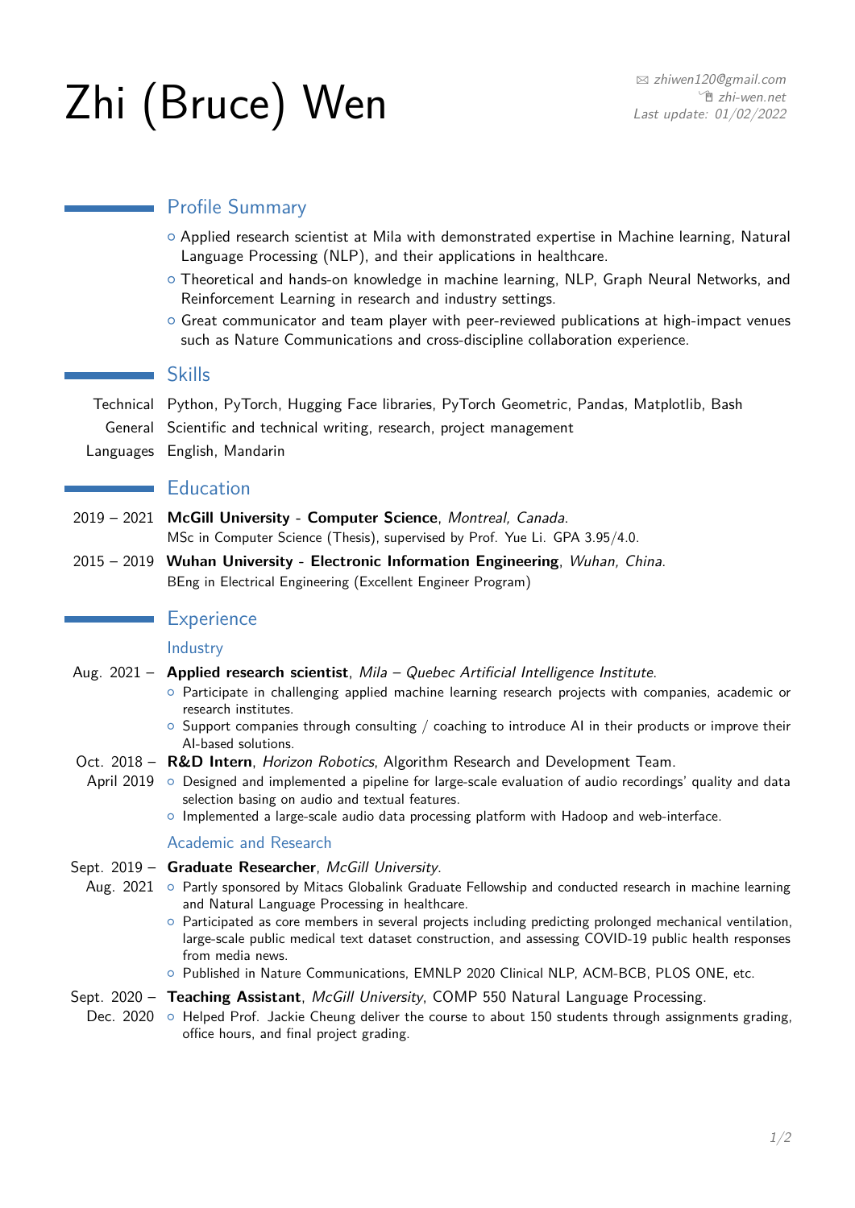# Zhi (Bruce) Wen

zhiwen120@gmail.com
zhi-wen.net
*Last update: 01/02/2022*

## Profile Summary

- Applied research scientist at Mila with demonstrated expertise in Machine learning, Natural Language Processing (NLP), and their applications in healthcare.
- Theoretical and hands-on knowledge in machine learning, NLP, Graph Neural Networks, and Reinforcement Learning in research and industry settings.
- Great communicator and team player with peer-reviewed publications at high-impact venues such as Nature Communications and cross-discipline collaboration experience.

## Skills

- **Technical**: Python, PyTorch, Hugging Face libraries, PyTorch Geometric, Pandas, Matplotlib, Bash
- **General**: Scientific and technical writing, research, project management
- **Languages**: English, Mandarin

## Education

**2019 – 2021** — **McGill University - Computer Science**, *Montreal, Canada*.
MSc in Computer Science (Thesis), supervised by Prof. Yue Li. GPA 3.95/4.0.

**2015 – 2019** — **Wuhan University - Electronic Information Engineering**, *Wuhan, China*.
BEng in Electrical Engineering (Excellent Engineer Program)

## Experience

### Industry

**Aug. 2021 –** — **Applied research scientist**, *Mila – Quebec Artificial Intelligence Institute*.
- Participate in challenging applied machine learning research projects with companies, academic or research institutes.
- Support companies through consulting / coaching to introduce AI in their products or improve their AI-based solutions.

**Oct. 2018 – April 2019** — **R&D Intern**, *Horizon Robotics*, Algorithm Research and Development Team.
- Designed and implemented a pipeline for large-scale evaluation of audio recordings' quality and data selection basing on audio and textual features.
- Implemented a large-scale audio data processing platform with Hadoop and web-interface.

### Academic and Research

**Sept. 2019 – Aug. 2021** — **Graduate Researcher**, *McGill University*.
- Partly sponsored by Mitacs Globalink Graduate Fellowship and conducted research in machine learning and Natural Language Processing in healthcare.
- Participated as core members in several projects including predicting prolonged mechanical ventilation, large-scale public medical text dataset construction, and assessing COVID-19 public health responses from media news.
- Published in Nature Communications, EMNLP 2020 Clinical NLP, ACM-BCB, PLOS ONE, etc.

**Sept. 2020 – Dec. 2020** — **Teaching Assistant**, *McGill University*, COMP 550 Natural Language Processing.
- Helped Prof. Jackie Cheung deliver the course to about 150 students through assignments grading, office hours, and final project grading.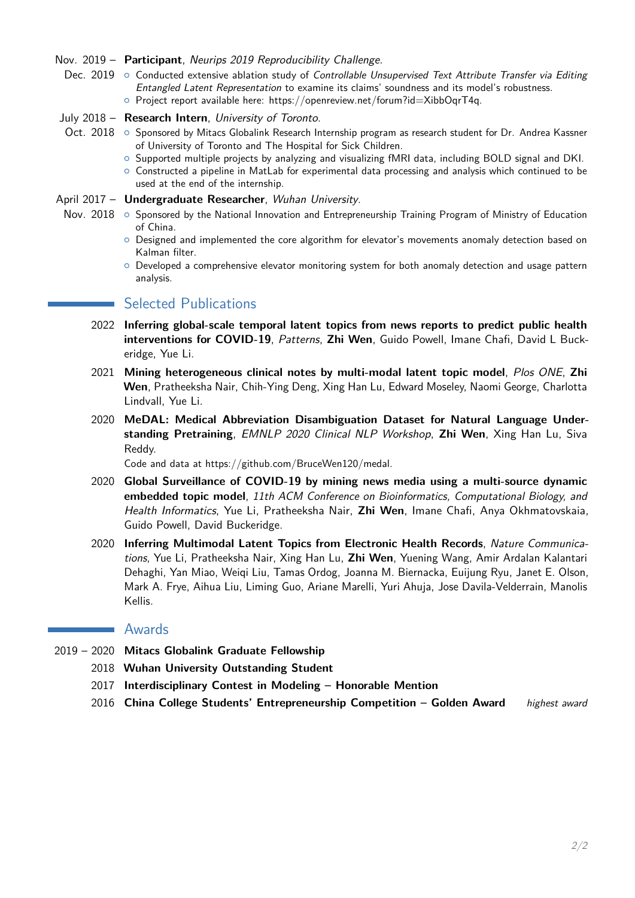Nov. 2019 – Dec. 2019 **Participant**, *Neurips 2019 Reproducibility Challenge*.
- Conducted extensive ablation study of *Controllable Unsupervised Text Attribute Transfer via Editing Entangled Latent Representation* to examine its claims' soundness and its model's robustness.
- Project report available here: https://openreview.net/forum?id=XibbOqrT4q.

July 2018 – Oct. 2018 **Research Intern**, *University of Toronto*.
- Sponsored by Mitacs Globalink Research Internship program as research student for Dr. Andrea Kassner of University of Toronto and The Hospital for Sick Children.
- Supported multiple projects by analyzing and visualizing fMRI data, including BOLD signal and DKI.
- Constructed a pipeline in MatLab for experimental data processing and analysis which continued to be used at the end of the internship.

April 2017 – Nov. 2018 **Undergraduate Researcher**, *Wuhan University*.
- Sponsored by the National Innovation and Entrepreneurship Training Program of Ministry of Education of China.
- Designed and implemented the core algorithm for elevator's movements anomaly detection based on Kalman filter.
- Developed a comprehensive elevator monitoring system for both anomaly detection and usage pattern analysis.

## Selected Publications

2022 **Inferring global-scale temporal latent topics from news reports to predict public health interventions for COVID-19**, *Patterns*, **Zhi Wen**, Guido Powell, Imane Chafi, David L Buckeridge, Yue Li.

2021 **Mining heterogeneous clinical notes by multi-modal latent topic model**, *Plos ONE*, **Zhi Wen**, Pratheeksha Nair, Chih-Ying Deng, Xing Han Lu, Edward Moseley, Naomi George, Charlotta Lindvall, Yue Li.

2020 **MeDAL: Medical Abbreviation Disambiguation Dataset for Natural Language Understanding Pretraining**, *EMNLP 2020 Clinical NLP Workshop*, **Zhi Wen**, Xing Han Lu, Siva Reddy.
Code and data at https://github.com/BruceWen120/medal.

2020 **Global Surveillance of COVID-19 by mining news media using a multi-source dynamic embedded topic model**, *11th ACM Conference on Bioinformatics, Computational Biology, and Health Informatics*, Yue Li, Pratheeksha Nair, **Zhi Wen**, Imane Chafi, Anya Okhmatovskaia, Guido Powell, David Buckeridge.

2020 **Inferring Multimodal Latent Topics from Electronic Health Records**, *Nature Communications*, Yue Li, Pratheeksha Nair, Xing Han Lu, **Zhi Wen**, Yuening Wang, Amir Ardalan Kalantari Dehaghi, Yan Miao, Weiqi Liu, Tamas Ordog, Joanna M. Biernacka, Euijung Ryu, Janet E. Olson, Mark A. Frye, Aihua Liu, Liming Guo, Ariane Marelli, Yuri Ahuja, Jose Davila-Velderrain, Manolis Kellis.

## Awards

2019 – 2020 **Mitacs Globalink Graduate Fellowship**

2018 **Wuhan University Outstanding Student**

2017 **Interdisciplinary Contest in Modeling – Honorable Mention**

2016 **China College Students' Entrepreneurship Competition – Golden Award** *highest award*